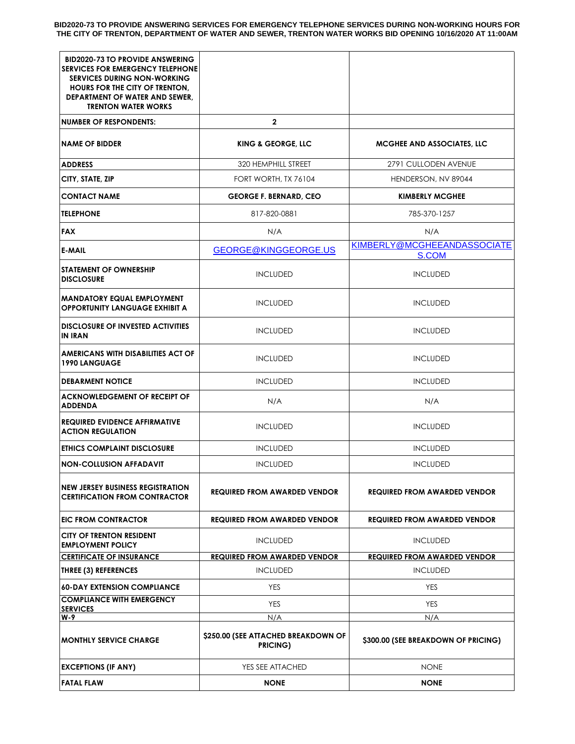**BID2020-73 TO PROVIDE ANSWERING SERVICES FOR EMERGENCY TELEPHONE SERVICES DURING NON-WORKING HOURS FOR THE CITY OF TRENTON, DEPARTMENT OF WATER AND SEWER, TRENTON WATER WORKS BID OPENING 10/16/2020 AT 11:00AM**

| BID2020-73 TO PROVIDE ANSWERING SERVICES FOR EMERGENCY TELEPHONE SERVICES DURING NON-WORKING HOURS FOR THE CITY OF TRENTON, DEPARTMENT OF WATER AND SEWER, TRENTON WATER WORKS | | |
|---|---|---|
| **NUMBER OF RESPONDENTS:** | **2** | |
| **NAME OF BIDDER** | **KING & GEORGE, LLC** | **MCGHEE AND ASSOCIATES, LLC** |
| **ADDRESS** | 320 HEMPHILL STREET | 2791 CULLODEN AVENUE |
| **CITY, STATE, ZIP** | FORT WORTH, TX 76104 | HENDERSON, NV 89044 |
| **CONTACT NAME** | **GEORGE F. BERNARD, CEO** | **KIMBERLY MCGHEE** |
| **TELEPHONE** | 817-820-0881 | 785-370-1257 |
| **FAX** | N/A | N/A |
| **E-MAIL** | GEORGE@KINGGEORGE.US | KIMBERLY@MCGHEEANDASSOCIATES.COM |
| **STATEMENT OF OWNERSHIP DISCLOSURE** | INCLUDED | INCLUDED |
| **MANDATORY EQUAL EMPLOYMENT OPPORTUNITY LANGUAGE EXHIBIT A** | INCLUDED | INCLUDED |
| **DISCLOSURE OF INVESTED ACTIVITIES IN IRAN** | INCLUDED | INCLUDED |
| **AMERICANS WITH DISABILITIES ACT OF 1990 LANGUAGE** | INCLUDED | INCLUDED |
| **DEBARMENT NOTICE** | INCLUDED | INCLUDED |
| **ACKNOWLEDGEMENT OF RECEIPT OF ADDENDA** | N/A | N/A |
| **REQUIRED EVIDENCE AFFIRMATIVE ACTION REGULATION** | INCLUDED | INCLUDED |
| **ETHICS COMPLAINT DISCLOSURE** | INCLUDED | INCLUDED |
| **NON-COLLUSION AFFADAVIT** | INCLUDED | INCLUDED |
| **NEW JERSEY BUSINESS REGISTRATION CERTIFICATION FROM CONTRACTOR** | **REQUIRED FROM AWARDED VENDOR** | **REQUIRED FROM AWARDED VENDOR** |
| **EIC FROM CONTRACTOR** | **REQUIRED FROM AWARDED VENDOR** | **REQUIRED FROM AWARDED VENDOR** |
| **CITY OF TRENTON RESIDENT EMPLOYMENT POLICY** | INCLUDED | INCLUDED |
| **CERTIFICATE OF INSURANCE** | **REQUIRED FROM AWARDED VENDOR** | **REQUIRED FROM AWARDED VENDOR** |
| **THREE (3) REFERENCES** | INCLUDED | INCLUDED |
| **60-DAY EXTENSION COMPLIANCE** | YES | YES |
| **COMPLIANCE WITH EMERGENCY SERVICES** | YES | YES |
| **W-9** | N/A | N/A |
| **MONTHLY SERVICE CHARGE** | **$250.00 (SEE ATTACHED BREAKDOWN OF PRICING)** | **$300.00 (SEE BREAKDOWN OF PRICING)** |
| **EXCEPTIONS (IF ANY)** | YES SEE ATTACHED | NONE |
| **FATAL FLAW** | **NONE** | **NONE** |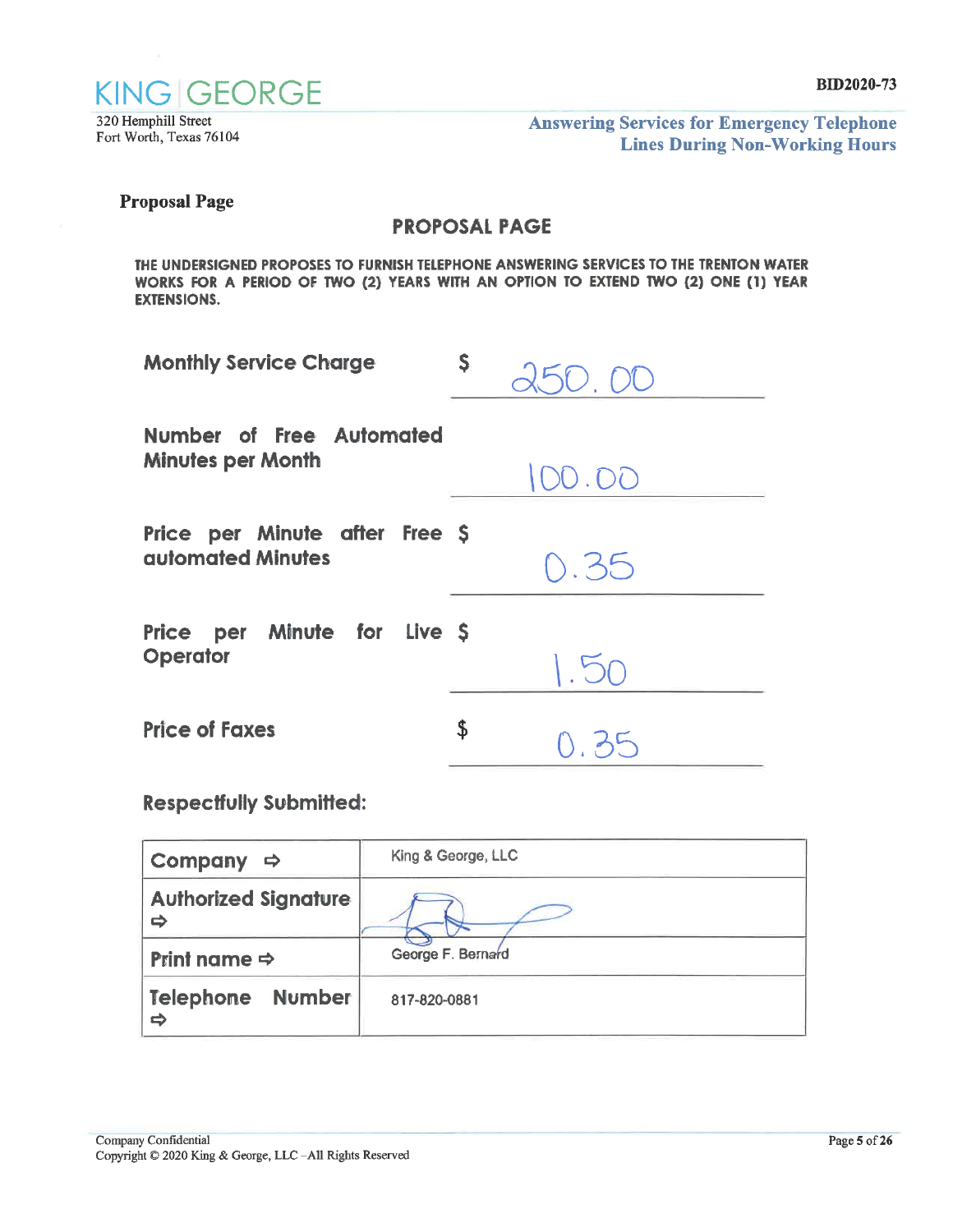**Proposal Page**

## PROPOSAL PAGE

**THE UNDERSIGNED PROPOSES TO FURNISH TELEPHONE ANSWERING SERVICES TO THE TRENTON WATER WORKS FOR A PERIOD OF TWO (2) YEARS WITH AN OPTION TO EXTEND TWO (2) ONE (1) YEAR EXTENSIONS.**

| | |
|---|---|
| **Monthly Service Charge** | $ 250.00 |
| **Number of Free Automated Minutes per Month** | 100.00 |
| **Price per Minute after Free automated Minutes** | $ 0.35 |
| **Price per Minute for Live Operator** | $ 1.50 |
| **Price of Faxes** | $ 0.35 |

**Respectfully Submitted:**

| | |
|---|---|
| **Company ⇨** | King & George, LLC |
| **Authorized Signature ⇨** | [signature] |
| **Print name ⇨** | George F. Bernard |
| **Telephone Number ⇨** | 817-820-0881 |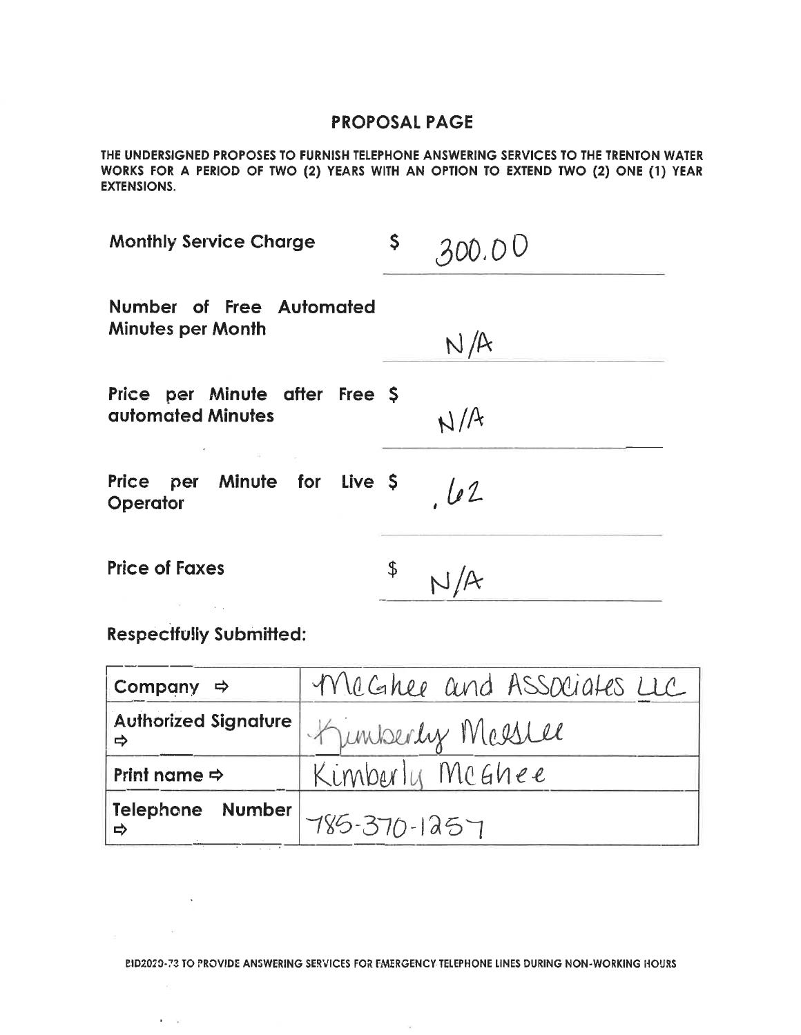## PROPOSAL PAGE

**THE UNDERSIGNED PROPOSES TO FURNISH TELEPHONE ANSWERING SERVICES TO THE TRENTON WATER WORKS FOR A PERIOD OF TWO (2) YEARS WITH AN OPTION TO EXTEND TWO (2) ONE (1) YEAR EXTENSIONS.**

| | |
|---|---|
| Monthly Service Charge | $ 300.00 |
| Number of Free Automated Minutes per Month | N/A |
| Price per Minute after Free automated Minutes | $ N/A |
| Price per Minute for Live Operator | $ .62 |
| Price of Faxes | $ N/A |

**Respectfully Submitted:**

| | |
|---|---|
| Company ⇨ | McGhee and Associates LLC |
| Authorized Signature ⇨ | Kimberly McGhee |
| Print name ⇨ | Kimberly McGhee |
| Telephone Number ⇨ | 785-370-1257 |

BID2020-73 TO PROVIDE ANSWERING SERVICES FOR EMERGENCY TELEPHONE LINES DURING NON-WORKING HOURS